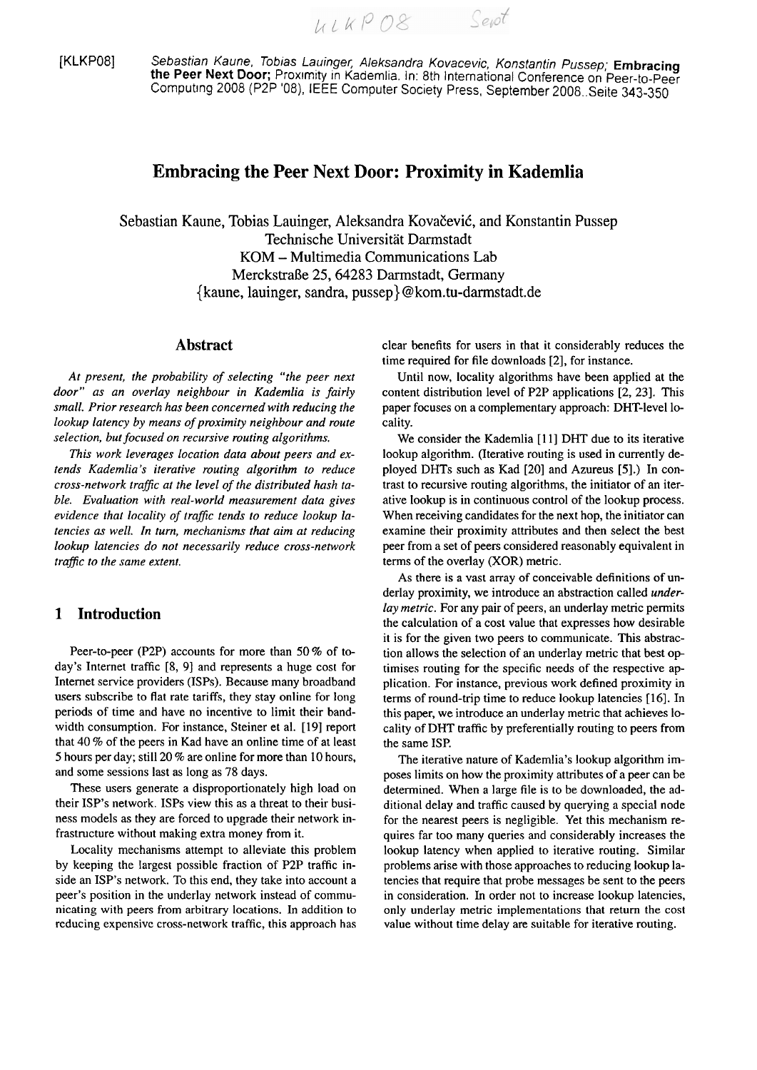[KLKP08] *Sebastian Kaune, Tobias Lauinger, Aleksandra Kovacevic, Konstantin Pussep;* **Embracing the Peer Next Door;** Proximity in Kademlia. In: 8th International Conference on Peer-to-Peer Computing 2008 (P2P '08), IEEE Computer Society Press, September 2008..Seite 343-350

# Embracing the Peer Next Door: Proximity in Kademlia

Sebastian Kaune, Tobias Lauinger, Aleksandra Kovačević, and Konstantin Pussep
Technische Universität Darmstadt
KOM – Multimedia Communications Lab
Merckstraße 25, 64283 Darmstadt, Germany
{kaune, lauinger, sandra, pussep}@kom.tu-darmstadt.de

## Abstract

*At present, the probability of selecting "the peer next door" as an overlay neighbour in Kademlia is fairly small. Prior research has been concerned with reducing the lookup latency by means of proximity neighbour and route selection, but focused on recursive routing algorithms.*

*This work leverages location data about peers and extends Kademlia's iterative routing algorithm to reduce cross-network traffic at the level of the distributed hash table. Evaluation with real-world measurement data gives evidence that locality of traffic tends to reduce lookup latencies as well. In turn, mechanisms that aim at reducing lookup latencies do not necessarily reduce cross-network traffic to the same extent.*

## 1 Introduction

Peer-to-peer (P2P) accounts for more than 50 % of today's Internet traffic [8, 9] and represents a huge cost for Internet service providers (ISPs). Because many broadband users subscribe to flat rate tariffs, they stay online for long periods of time and have no incentive to limit their bandwidth consumption. For instance, Steiner et al. [19] report that 40 % of the peers in Kad have an online time of at least 5 hours per day; still 20 % are online for more than 10 hours, and some sessions last as long as 78 days.

These users generate a disproportionately high load on their ISP's network. ISPs view this as a threat to their business models as they are forced to upgrade their network infrastructure without making extra money from it.

Locality mechanisms attempt to alleviate this problem by keeping the largest possible fraction of P2P traffic inside an ISP's network. To this end, they take into account a peer's position in the underlay network instead of communicating with peers from arbitrary locations. In addition to reducing expensive cross-network traffic, this approach has clear benefits for users in that it considerably reduces the time required for file downloads [2], for instance.

Until now, locality algorithms have been applied at the content distribution level of P2P applications [2, 23]. This paper focuses on a complementary approach: DHT-level locality.

We consider the Kademlia [11] DHT due to its iterative lookup algorithm. (Iterative routing is used in currently deployed DHTs such as Kad [20] and Azureus [5].) In contrast to recursive routing algorithms, the initiator of an iterative lookup is in continuous control of the lookup process. When receiving candidates for the next hop, the initiator can examine their proximity attributes and then select the best peer from a set of peers considered reasonably equivalent in terms of the overlay (XOR) metric.

As there is a vast array of conceivable definitions of underlay proximity, we introduce an abstraction called *underlay metric*. For any pair of peers, an underlay metric permits the calculation of a cost value that expresses how desirable it is for the given two peers to communicate. This abstraction allows the selection of an underlay metric that best optimises routing for the specific needs of the respective application. For instance, previous work defined proximity in terms of round-trip time to reduce lookup latencies [16]. In this paper, we introduce an underlay metric that achieves locality of DHT traffic by preferentially routing to peers from the same ISP.

The iterative nature of Kademlia's lookup algorithm imposes limits on how the proximity attributes of a peer can be determined. When a large file is to be downloaded, the additional delay and traffic caused by querying a special node for the nearest peers is negligible. Yet this mechanism requires far too many queries and considerably increases the lookup latency when applied to iterative routing. Similar problems arise with those approaches to reducing lookup latencies that require that probe messages be sent to the peers in consideration. In order not to increase lookup latencies, only underlay metric implementations that return the cost value without time delay are suitable for iterative routing.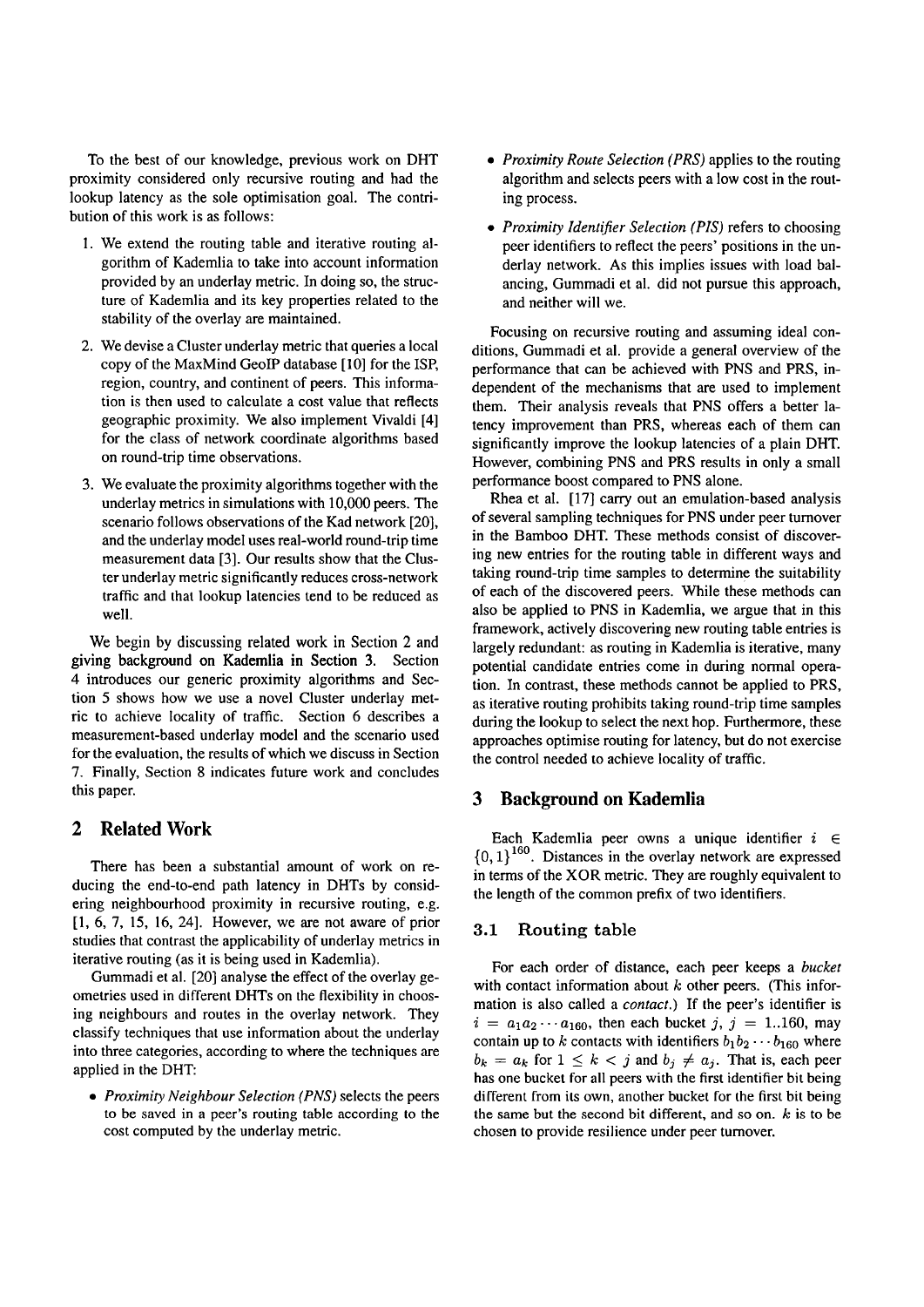To the best of our knowledge, previous work on DHT proximity considered only recursive routing and had the lookup latency as the sole optimisation goal. The contribution of this work is as follows:

1. We extend the routing table and iterative routing algorithm of Kademlia to take into account information provided by an underlay metric. In doing so, the structure of Kademlia and its key properties related to the stability of the overlay are maintained.
2. We devise a Cluster underlay metric that queries a local copy of the MaxMind GeoIP database [10] for the ISP, region, country, and continent of peers. This information is then used to calculate a cost value that reflects geographic proximity. We also implement Vivaldi [4] for the class of network coordinate algorithms based on round-trip time observations.
3. We evaluate the proximity algorithms together with the underlay metrics in simulations with 10,000 peers. The scenario follows observations of the Kad network [20], and the underlay model uses real-world round-trip time measurement data [3]. Our results show that the Cluster underlay metric significantly reduces cross-network traffic and that lookup latencies tend to be reduced as well.

We begin by discussing related work in Section 2 and giving background on Kademlia in Section 3. Section 4 introduces our generic proximity algorithms and Section 5 shows how we use a novel Cluster underlay metric to achieve locality of traffic. Section 6 describes a measurement-based underlay model and the scenario used for the evaluation, the results of which we discuss in Section 7. Finally, Section 8 indicates future work and concludes this paper.

## 2 Related Work

There has been a substantial amount of work on reducing the end-to-end path latency in DHTs by considering neighbourhood proximity in recursive routing, e.g. [1, 6, 7, 15, 16, 24]. However, we are not aware of prior studies that contrast the applicability of underlay metrics in iterative routing (as it is being used in Kademlia).

Gummadi et al. [20] analyse the effect of the overlay geometries used in different DHTs on the flexibility in choosing neighbours and routes in the overlay network. They classify techniques that use information about the underlay into three categories, according to where the techniques are applied in the DHT:

- *Proximity Neighbour Selection (PNS)* selects the peers to be saved in a peer's routing table according to the cost computed by the underlay metric.
- *Proximity Route Selection (PRS)* applies to the routing algorithm and selects peers with a low cost in the routing process.
- *Proximity Identifier Selection (PIS)* refers to choosing peer identifiers to reflect the peers' positions in the underlay network. As this implies issues with load balancing, Gummadi et al. did not pursue this approach, and neither will we.

Focusing on recursive routing and assuming ideal conditions, Gummadi et al. provide a general overview of the performance that can be achieved with PNS and PRS, independent of the mechanisms that are used to implement them. Their analysis reveals that PNS offers a better latency improvement than PRS, whereas each of them can significantly improve the lookup latencies of a plain DHT. However, combining PNS and PRS results in only a small performance boost compared to PNS alone.

Rhea et al. [17] carry out an emulation-based analysis of several sampling techniques for PNS under peer turnover in the Bamboo DHT. These methods consist of discovering new entries for the routing table in different ways and taking round-trip time samples to determine the suitability of each of the discovered peers. While these methods can also be applied to PNS in Kademlia, we argue that in this framework, actively discovering new routing table entries is largely redundant: as routing in Kademlia is iterative, many potential candidate entries come in during normal operation. In contrast, these methods cannot be applied to PRS, as iterative routing prohibits taking round-trip time samples during the lookup to select the next hop. Furthermore, these approaches optimise routing for latency, but do not exercise the control needed to achieve locality of traffic.

## 3 Background on Kademlia

Each Kademlia peer owns a unique identifier $i \in \{0,1\}^{160}$. Distances in the overlay network are expressed in terms of the XOR metric. They are roughly equivalent to the length of the common prefix of two identifiers.

### 3.1 Routing table

For each order of distance, each peer keeps a *bucket* with contact information about $k$ other peers. (This information is also called a *contact*.) If the peer's identifier is $i = a_1 a_2 \cdots a_{160}$, then each bucket $j$, $j = 1..160$, may contain up to $k$ contacts with identifiers $b_1 b_2 \cdots b_{160}$ where $b_k = a_k$ for $1 \leq k < j$ and $b_j \neq a_j$. That is, each peer has one bucket for all peers with the first identifier bit being different from its own, another bucket for the first bit being the same but the second bit different, and so on. $k$ is to be chosen to provide resilience under peer turnover.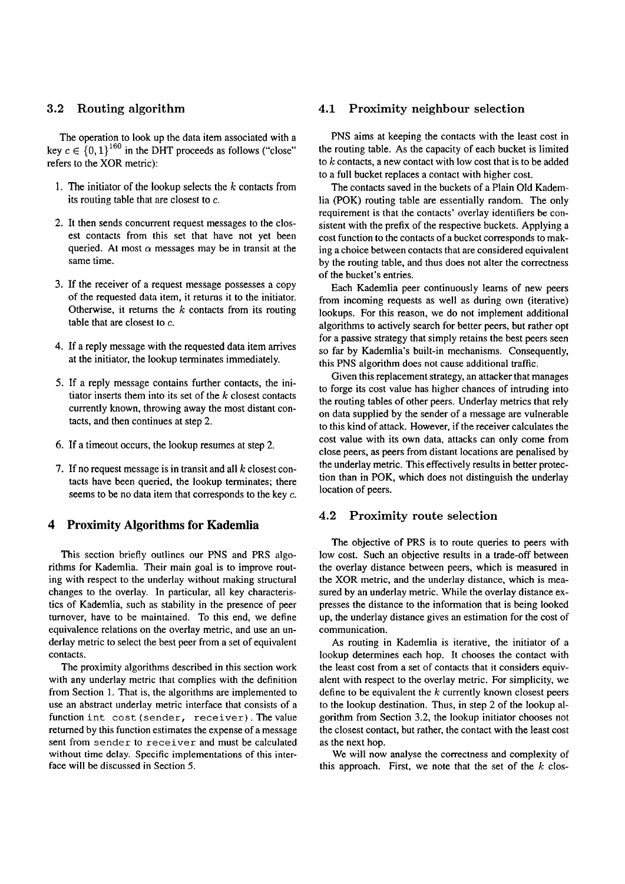### 3.2 Routing algorithm

The operation to look up the data item associated with a key $c \in \{0,1\}^{160}$ in the DHT proceeds as follows ("close" refers to the XOR metric):

1. The initiator of the lookup selects the $k$ contacts from its routing table that are closest to $c$.
2. It then sends concurrent request messages to the closest contacts from this set that have not yet been queried. At most $\alpha$ messages may be in transit at the same time.
3. If the receiver of a request message possesses a copy of the requested data item, it returns it to the initiator. Otherwise, it returns the $k$ contacts from its routing table that are closest to $c$.
4. If a reply message with the requested data item arrives at the initiator, the lookup terminates immediately.
5. If a reply message contains further contacts, the initiator inserts them into its set of the $k$ closest contacts currently known, throwing away the most distant contacts, and then continues at step 2.
6. If a timeout occurs, the lookup resumes at step 2.
7. If no request message is in transit and all $k$ closest contacts have been queried, the lookup terminates; there seems to be no data item that corresponds to the key $c$.

## 4 Proximity Algorithms for Kademlia

This section briefly outlines our PNS and PRS algorithms for Kademlia. Their main goal is to improve routing with respect to the underlay without making structural changes to the overlay. In particular, all key characteristics of Kademlia, such as stability in the presence of peer turnover, have to be maintained. To this end, we define equivalence relations on the overlay metric, and use an underlay metric to select the best peer from a set of equivalent contacts.

The proximity algorithms described in this section work with any underlay metric that complies with the definition from Section 1. That is, the algorithms are implemented to use an abstract underlay metric interface that consists of a function `int cost(sender, receiver)`. The value returned by this function estimates the expense of a message sent from `sender` to `receiver` and must be calculated without time delay. Specific implementations of this interface will be discussed in Section 5.

### 4.1 Proximity neighbour selection

PNS aims at keeping the contacts with the least cost in the routing table. As the capacity of each bucket is limited to $k$ contacts, a new contact with low cost that is to be added to a full bucket replaces a contact with higher cost.

The contacts saved in the buckets of a Plain Old Kademlia (POK) routing table are essentially random. The only requirement is that the contacts' overlay identifiers be consistent with the prefix of the respective buckets. Applying a cost function to the contacts of a bucket corresponds to making a choice between contacts that are considered equivalent by the routing table, and thus does not alter the correctness of the bucket's entries.

Each Kademlia peer continuously learns of new peers from incoming requests as well as during own (iterative) lookups. For this reason, we do not implement additional algorithms to actively search for better peers, but rather opt for a passive strategy that simply retains the best peers seen so far by Kademlia's built-in mechanisms. Consequently, this PNS algorithm does not cause additional traffic.

Given this replacement strategy, an attacker that manages to forge its cost value has higher chances of intruding into the routing tables of other peers. Underlay metrics that rely on data supplied by the sender of a message are vulnerable to this kind of attack. However, if the receiver calculates the cost value with its own data, attacks can only come from close peers, as peers from distant locations are penalised by the underlay metric. This effectively results in better protection than in POK, which does not distinguish the underlay location of peers.

### 4.2 Proximity route selection

The objective of PRS is to route queries to peers with low cost. Such an objective results in a trade-off between the overlay distance between peers, which is measured in the XOR metric, and the underlay distance, which is measured by an underlay metric. While the overlay distance expresses the distance to the information that is being looked up, the underlay distance gives an estimation for the cost of communication.

As routing in Kademlia is iterative, the initiator of a lookup determines each hop. It chooses the contact with the least cost from a set of contacts that it considers equivalent with respect to the overlay metric. For simplicity, we define to be equivalent the $k$ currently known closest peers to the lookup destination. Thus, in step 2 of the lookup algorithm from Section 3.2, the lookup initiator chooses not the closest contact, but rather, the contact with the least cost as the next hop.

We will now analyse the correctness and complexity of this approach. First, we note that the set of the $k$ clos-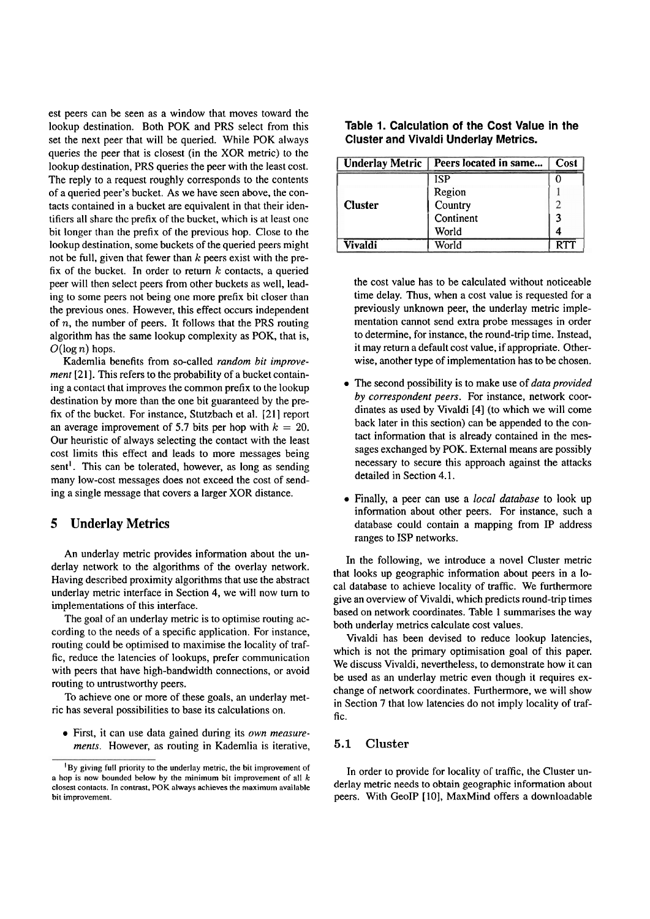est peers can be seen as a window that moves toward the lookup destination. Both POK and PRS select from this set the next peer that will be queried. While POK always queries the peer that is closest (in the XOR metric) to the lookup destination, PRS queries the peer with the least cost. The reply to a request roughly corresponds to the contents of a queried peer's bucket. As we have seen above, the contacts contained in a bucket are equivalent in that their identifiers all share the prefix of the bucket, which is at least one bit longer than the prefix of the previous hop. Close to the lookup destination, some buckets of the queried peers might not be full, given that fewer than $k$ peers exist with the prefix of the bucket. In order to return $k$ contacts, a queried peer will then select peers from other buckets as well, leading to some peers not being one more prefix bit closer than the previous ones. However, this effect occurs independent of $n$, the number of peers. It follows that the PRS routing algorithm has the same lookup complexity as POK, that is, $O(\log n)$ hops.

Kademlia benefits from so-called *random bit improvement* [21]. This refers to the probability of a bucket containing a contact that improves the common prefix to the lookup destination by more than the one bit guaranteed by the prefix of the bucket. For instance, Stutzbach et al. [21] report an average improvement of 5.7 bits per hop with $k = 20$. Our heuristic of always selecting the contact with the least cost limits this effect and leads to more messages being sent[1]. This can be tolerated, however, as long as sending many low-cost messages does not exceed the cost of sending a single message that covers a larger XOR distance.

## 5 Underlay Metrics

An underlay metric provides information about the underlay network to the algorithms of the overlay network. Having described proximity algorithms that use the abstract underlay metric interface in Section 4, we will now turn to implementations of this interface.

The goal of an underlay metric is to optimise routing according to the needs of a specific application. For instance, routing could be optimised to maximise the locality of traffic, reduce the latencies of lookups, prefer communication with peers that have high-bandwidth connections, or avoid routing to untrustworthy peers.

To achieve one or more of these goals, an underlay metric has several possibilities to base its calculations on.

- First, it can use data gained during its *own measurements*. However, as routing in Kademlia is iterative, the cost value has to be calculated without noticeable time delay. Thus, when a cost value is requested for a previously unknown peer, the underlay metric implementation cannot send extra probe messages in order to determine, for instance, the round-trip time. Instead, it may return a default cost value, if appropriate. Otherwise, another type of implementation has to be chosen.
- The second possibility is to make use of *data provided by correspondent peers*. For instance, network coordinates as used by Vivaldi [4] (to which we will come back later in this section) can be appended to the contact information that is already contained in the messages exchanged by POK. External means are possibly necessary to secure this approach against the attacks detailed in Section 4.1.
- Finally, a peer can use a *local database* to look up information about other peers. For instance, such a database could contain a mapping from IP address ranges to ISP networks.

[1] By giving full priority to the underlay metric, the bit improvement of a hop is now bounded below by the minimum bit improvement of all $k$ closest contacts. In contrast, POK always achieves the maximum available bit improvement.

**Table 1. Calculation of the Cost Value in the Cluster and Vivaldi Underlay Metrics.**

| Underlay Metric | Peers located in same... | Cost |
|---|---|---|
| | ISP | 0 |
| | Region | 1 |
| **Cluster** | Country | 2 |
| | Continent | 3 |
| | World | 4 |
| **Vivaldi** | World | RTT |

In the following, we introduce a novel Cluster metric that looks up geographic information about peers in a local database to achieve locality of traffic. We furthermore give an overview of Vivaldi, which predicts round-trip times based on network coordinates. Table 1 summarises the way both underlay metrics calculate cost values.

Vivaldi has been devised to reduce lookup latencies, which is not the primary optimisation goal of this paper. We discuss Vivaldi, nevertheless, to demonstrate how it can be used as an underlay metric even though it requires exchange of network coordinates. Furthermore, we will show in Section 7 that low latencies do not imply locality of traffic.

### 5.1 Cluster

In order to provide for locality of traffic, the Cluster underlay metric needs to obtain geographic information about peers. With GeoIP [10], MaxMind offers a downloadable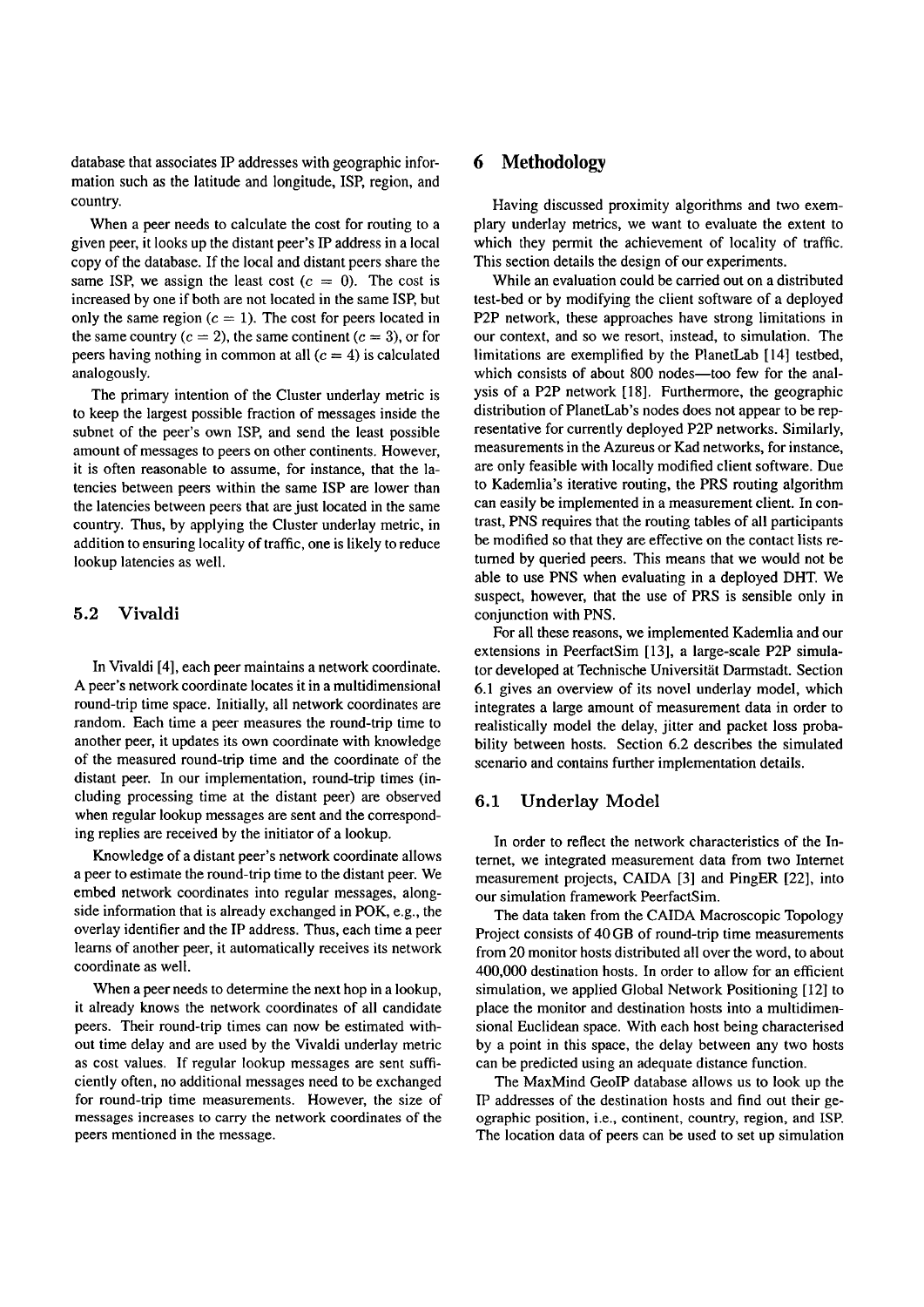database that associates IP addresses with geographic information such as the latitude and longitude, ISP, region, and country.

When a peer needs to calculate the cost for routing to a given peer, it looks up the distant peer's IP address in a local copy of the database. If the local and distant peers share the same ISP, we assign the least cost ($c = 0$). The cost is increased by one if both are not located in the same ISP, but only the same region ($c = 1$). The cost for peers located in the same country ($c = 2$), the same continent ($c = 3$), or for peers having nothing in common at all ($c = 4$) is calculated analogously.

The primary intention of the Cluster underlay metric is to keep the largest possible fraction of messages inside the subnet of the peer's own ISP, and send the least possible amount of messages to peers on other continents. However, it is often reasonable to assume, for instance, that the latencies between peers within the same ISP are lower than the latencies between peers that are just located in the same country. Thus, by applying the Cluster underlay metric, in addition to ensuring locality of traffic, one is likely to reduce lookup latencies as well.

### 5.2 Vivaldi

In Vivaldi [4], each peer maintains a network coordinate. A peer's network coordinate locates it in a multidimensional round-trip time space. Initially, all network coordinates are random. Each time a peer measures the round-trip time to another peer, it updates its own coordinate with knowledge of the measured round-trip time and the coordinate of the distant peer. In our implementation, round-trip times (including processing time at the distant peer) are observed when regular lookup messages are sent and the corresponding replies are received by the initiator of a lookup.

Knowledge of a distant peer's network coordinate allows a peer to estimate the round-trip time to the distant peer. We embed network coordinates into regular messages, alongside information that is already exchanged in POK, e.g., the overlay identifier and the IP address. Thus, each time a peer learns of another peer, it automatically receives its network coordinate as well.

When a peer needs to determine the next hop in a lookup, it already knows the network coordinates of all candidate peers. Their round-trip times can now be estimated without time delay and are used by the Vivaldi underlay metric as cost values. If regular lookup messages are sent sufficiently often, no additional messages need to be exchanged for round-trip time measurements. However, the size of messages increases to carry the network coordinates of the peers mentioned in the message.

## 6 Methodology

Having discussed proximity algorithms and two exemplary underlay metrics, we want to evaluate the extent to which they permit the achievement of locality of traffic. This section details the design of our experiments.

While an evaluation could be carried out on a distributed test-bed or by modifying the client software of a deployed P2P network, these approaches have strong limitations in our context, and so we resort, instead, to simulation. The limitations are exemplified by the PlanetLab [14] testbed, which consists of about 800 nodes—too few for the analysis of a P2P network [18]. Furthermore, the geographic distribution of PlanetLab's nodes does not appear to be representative for currently deployed P2P networks. Similarly, measurements in the Azureus or Kad networks, for instance, are only feasible with locally modified client software. Due to Kademlia's iterative routing, the PRS routing algorithm can easily be implemented in a measurement client. In contrast, PNS requires that the routing tables of all participants be modified so that they are effective on the contact lists returned by queried peers. This means that we would not be able to use PNS when evaluating in a deployed DHT. We suspect, however, that the use of PRS is sensible only in conjunction with PNS.

For all these reasons, we implemented Kademlia and our extensions in PeerfactSim [13], a large-scale P2P simulator developed at Technische Universität Darmstadt. Section 6.1 gives an overview of its novel underlay model, which integrates a large amount of measurement data in order to realistically model the delay, jitter and packet loss probability between hosts. Section 6.2 describes the simulated scenario and contains further implementation details.

### 6.1 Underlay Model

In order to reflect the network characteristics of the Internet, we integrated measurement data from two Internet measurement projects, CAIDA [3] and PingER [22], into our simulation framework PeerfactSim.

The data taken from the CAIDA Macroscopic Topology Project consists of 40 GB of round-trip time measurements from 20 monitor hosts distributed all over the word, to about 400,000 destination hosts. In order to allow for an efficient simulation, we applied Global Network Positioning [12] to place the monitor and destination hosts into a multidimensional Euclidean space. With each host being characterised by a point in this space, the delay between any two hosts can be predicted using an adequate distance function.

The MaxMind GeoIP database allows us to look up the IP addresses of the destination hosts and find out their geographic position, i.e., continent, country, region, and ISP. The location data of peers can be used to set up simulation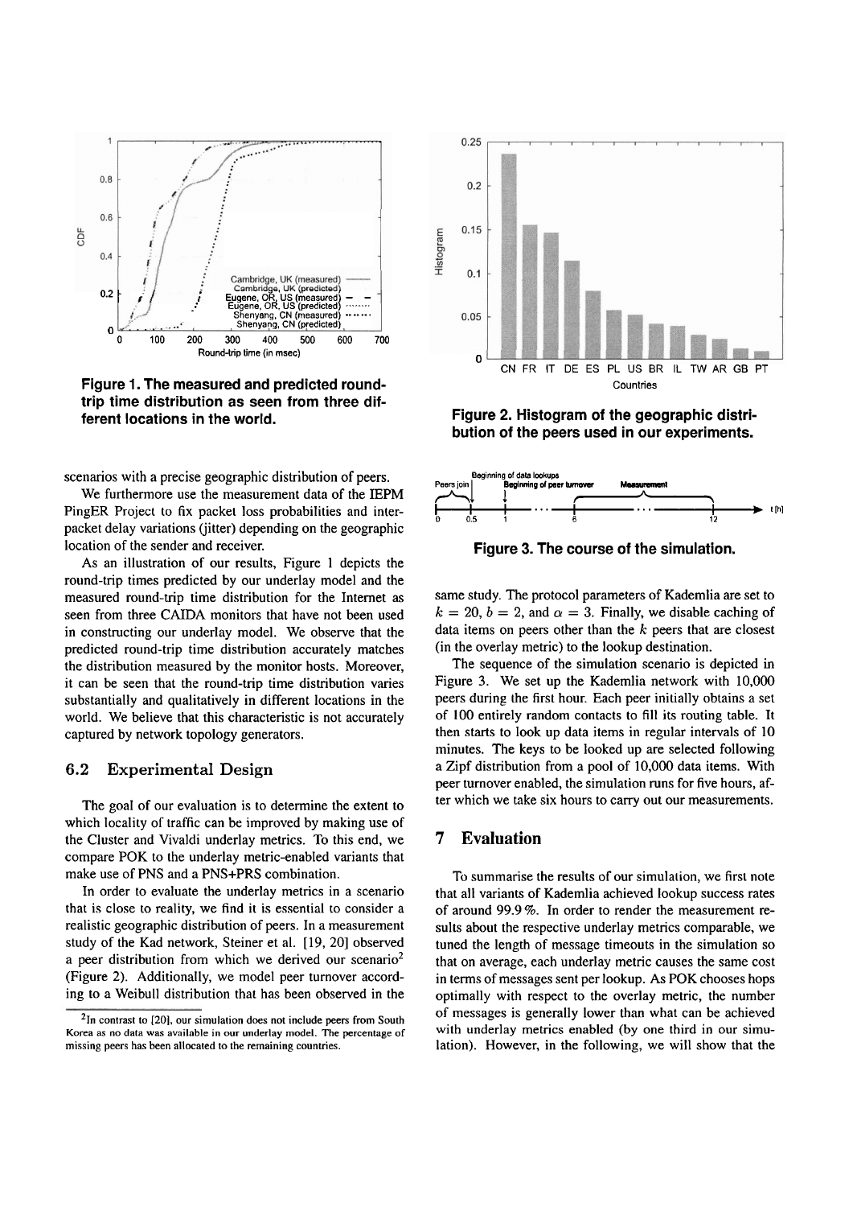**Figure 1. The measured and predicted round-trip time distribution as seen from three different locations in the world.**

**Figure 2. Histogram of the geographic distribution of the peers used in our experiments.**

**Figure 3. The course of the simulation.**

scenarios with a precise geographic distribution of peers.

We furthermore use the measurement data of the IEPM PingER Project to fix packet loss probabilities and inter-packet delay variations (jitter) depending on the geographic location of the sender and receiver.

As an illustration of our results, Figure 1 depicts the round-trip times predicted by our underlay model and the measured round-trip time distribution for the Internet as seen from three CAIDA monitors that have not been used in constructing our underlay model. We observe that the predicted round-trip time distribution accurately matches the distribution measured by the monitor hosts. Moreover, it can be seen that the round-trip time distribution varies substantially and qualitatively in different locations in the world. We believe that this characteristic is not accurately captured by network topology generators.

## 6.2 Experimental Design

The goal of our evaluation is to determine the extent to which locality of traffic can be improved by making use of the Cluster and Vivaldi underlay metrics. To this end, we compare POK to the underlay metric-enabled variants that make use of PNS and a PNS+PRS combination.

In order to evaluate the underlay metrics in a scenario that is close to reality, we find it is essential to consider a realistic geographic distribution of peers. In a measurement study of the Kad network, Steiner et al. [19, 20] observed a peer distribution from which we derived our scenario[2] (Figure 2). Additionally, we model peer turnover according to a Weibull distribution that has been observed in the same study. The protocol parameters of Kademlia are set to $k = 20$, $b = 2$, and $\alpha = 3$. Finally, we disable caching of data items on peers other than the $k$ peers that are closest (in the overlay metric) to the lookup destination.

The sequence of the simulation scenario is depicted in Figure 3. We set up the Kademlia network with 10,000 peers during the first hour. Each peer initially obtains a set of 100 entirely random contacts to fill its routing table. It then starts to look up data items in regular intervals of 10 minutes. The keys to be looked up are selected following a Zipf distribution from a pool of 10,000 data items. With peer turnover enabled, the simulation runs for five hours, after which we take six hours to carry out our measurements.

# 7 Evaluation

To summarise the results of our simulation, we first note that all variants of Kademlia achieved lookup success rates of around 99.9 %. In order to render the measurement results about the respective underlay metrics comparable, we tuned the length of message timeouts in the simulation so that on average, each underlay metric causes the same cost in terms of messages sent per lookup. As POK chooses hops optimally with respect to the overlay metric, the number of messages is generally lower than what can be achieved with underlay metrics enabled (by one third in our simulation). However, in the following, we will show that the

[2] In contrast to [20], our simulation does not include peers from South Korea as no data was available in our underlay model. The percentage of missing peers has been allocated to the remaining countries.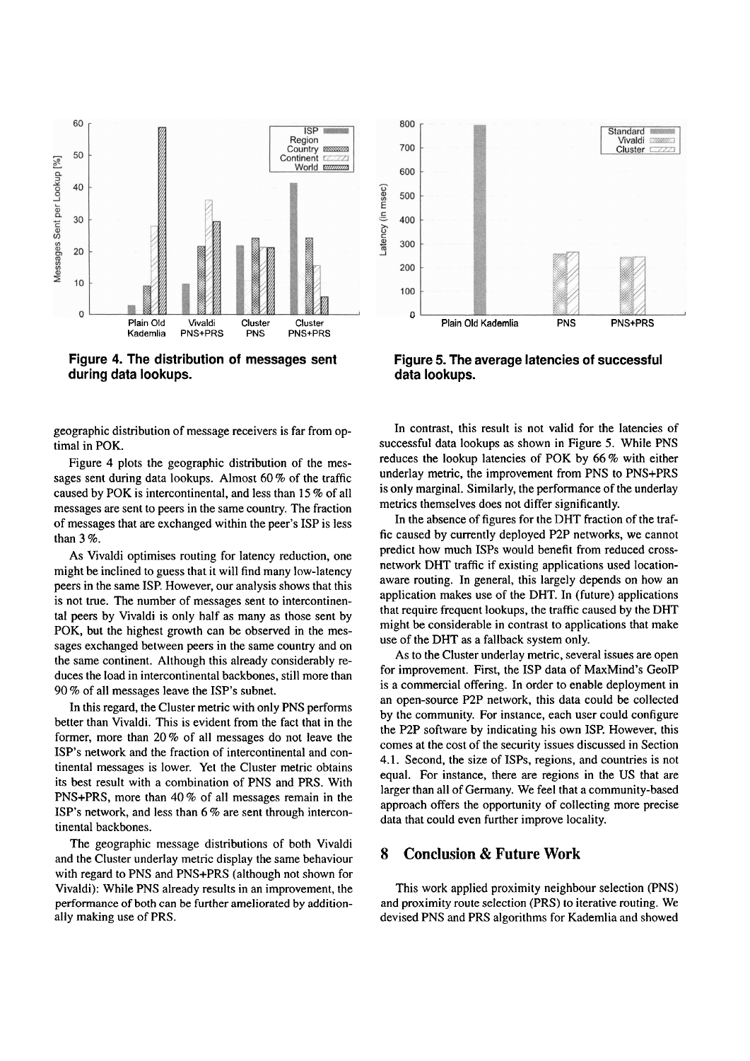Figure 4. The distribution of messages sent during data lookups.

Figure 5. The average latencies of successful data lookups.

geographic distribution of message receivers is far from optimal in POK.

Figure 4 plots the geographic distribution of the messages sent during data lookups. Almost 60 % of the traffic caused by POK is intercontinental, and less than 15 % of all messages are sent to peers in the same country. The fraction of messages that are exchanged within the peer's ISP is less than 3 %.

As Vivaldi optimises routing for latency reduction, one might be inclined to guess that it will find many low-latency peers in the same ISP. However, our analysis shows that this is not true. The number of messages sent to intercontinental peers by Vivaldi is only half as many as those sent by POK, but the highest growth can be observed in the messages exchanged between peers in the same country and on the same continent. Although this already considerably reduces the load in intercontinental backbones, still more than 90 % of all messages leave the ISP's subnet.

In this regard, the Cluster metric with only PNS performs better than Vivaldi. This is evident from the fact that in the former, more than 20 % of all messages do not leave the ISP's network and the fraction of intercontinental and continental messages is lower. Yet the Cluster metric obtains its best result with a combination of PNS and PRS. With PNS+PRS, more than 40 % of all messages remain in the ISP's network, and less than 6 % are sent through intercontinental backbones.

The geographic message distributions of both Vivaldi and the Cluster underlay metric display the same behaviour with regard to PNS and PNS+PRS (although not shown for Vivaldi): While PNS already results in an improvement, the performance of both can be further ameliorated by additionally making use of PRS.

In contrast, this result is not valid for the latencies of successful data lookups as shown in Figure 5. While PNS reduces the lookup latencies of POK by 66 % with either underlay metric, the improvement from PNS to PNS+PRS is only marginal. Similarly, the performance of the underlay metrics themselves does not differ significantly.

In the absence of figures for the DHT fraction of the traffic caused by currently deployed P2P networks, we cannot predict how much ISPs would benefit from reduced cross-network DHT traffic if existing applications used location-aware routing. In general, this largely depends on how an application makes use of the DHT. In (future) applications that require frequent lookups, the traffic caused by the DHT might be considerable in contrast to applications that make use of the DHT as a fallback system only.

As to the Cluster underlay metric, several issues are open for improvement. First, the ISP data of MaxMind's GeoIP is a commercial offering. In order to enable deployment in an open-source P2P network, this data could be collected by the community. For instance, each user could configure the P2P software by indicating his own ISP. However, this comes at the cost of the security issues discussed in Section 4.1. Second, the size of ISPs, regions, and countries is not equal. For instance, there are regions in the US that are larger than all of Germany. We feel that a community-based approach offers the opportunity of collecting more precise data that could even further improve locality.

## 8 Conclusion & Future Work

This work applied proximity neighbour selection (PNS) and proximity route selection (PRS) to iterative routing. We devised PNS and PRS algorithms for Kademlia and showed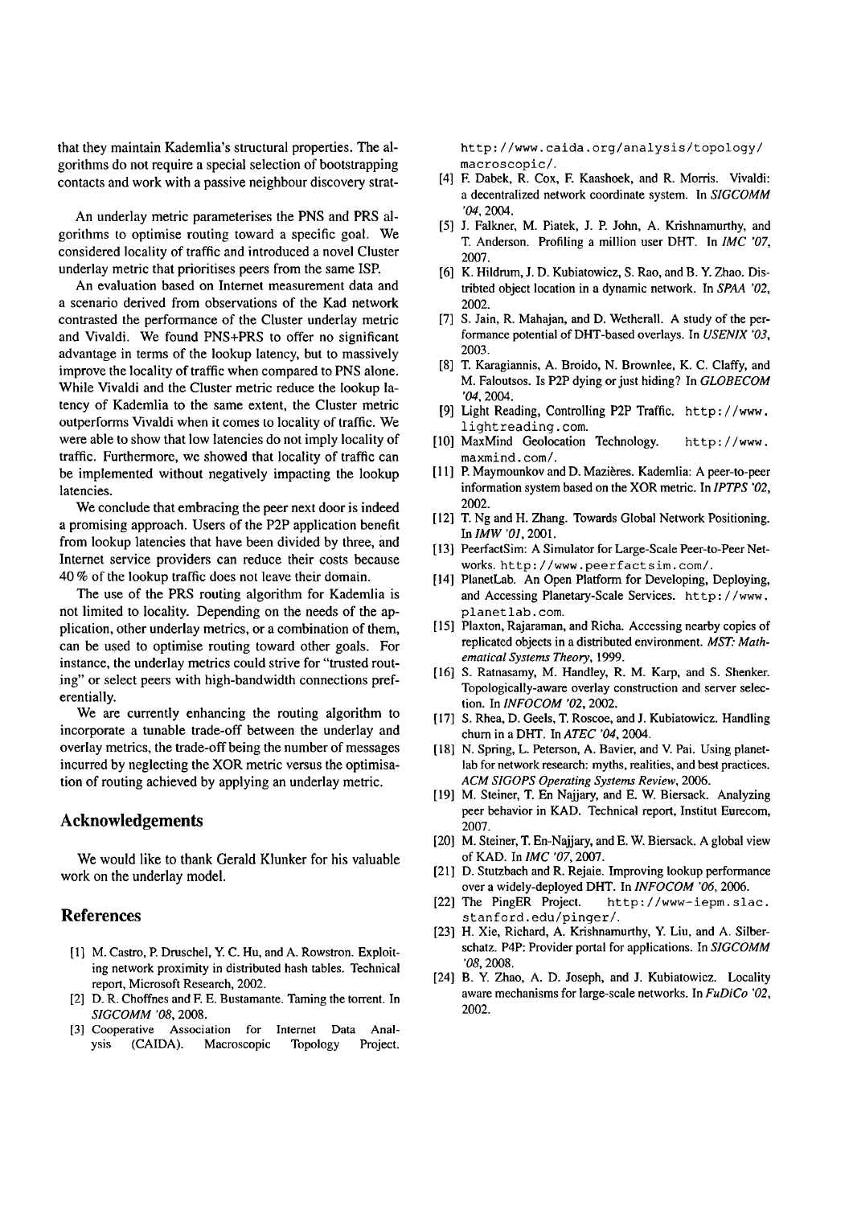that they maintain Kademlia's structural properties. The algorithms do not require a special selection of bootstrapping contacts and work with a passive neighbour discovery strat-

An underlay metric parameterises the PNS and PRS algorithms to optimise routing toward a specific goal. We considered locality of traffic and introduced a novel Cluster underlay metric that prioritises peers from the same ISP.

An evaluation based on Internet measurement data and a scenario derived from observations of the Kad network contrasted the performance of the Cluster underlay metric and Vivaldi. We found PNS+PRS to offer no significant advantage in terms of the lookup latency, but to massively improve the locality of traffic when compared to PNS alone. While Vivaldi and the Cluster metric reduce the lookup latency of Kademlia to the same extent, the Cluster metric outperforms Vivaldi when it comes to locality of traffic. We were able to show that low latencies do not imply locality of traffic. Furthermore, we showed that locality of traffic can be implemented without negatively impacting the lookup latencies.

We conclude that embracing the peer next door is indeed a promising approach. Users of the P2P application benefit from lookup latencies that have been divided by three, and Internet service providers can reduce their costs because 40 % of the lookup traffic does not leave their domain.

The use of the PRS routing algorithm for Kademlia is not limited to locality. Depending on the needs of the application, other underlay metrics, or a combination of them, can be used to optimise routing toward other goals. For instance, the underlay metrics could strive for "trusted routing" or select peers with high-bandwidth connections preferentially.

We are currently enhancing the routing algorithm to incorporate a tunable trade-off between the underlay and overlay metrics, the trade-off being the number of messages incurred by neglecting the XOR metric versus the optimisation of routing achieved by applying an underlay metric.

## Acknowledgements

We would like to thank Gerald Klunker for his valuable work on the underlay model.

## References

[1] M. Castro, P. Druschel, Y. C. Hu, and A. Rowstron. Exploiting network proximity in distributed hash tables. Technical report, Microsoft Research, 2002.

[2] D. R. Choffnes and F. E. Bustamante. Taming the torrent. In *SIGCOMM '08*, 2008.

[3] Cooperative Association for Internet Data Analysis (CAIDA). Macroscopic Topology Project. http://www.caida.org/analysis/topology/macroscopic/.

[4] F. Dabek, R. Cox, F. Kaashoek, and R. Morris. Vivaldi: a decentralized network coordinate system. In *SIGCOMM '04*, 2004.

[5] J. Falkner, M. Piatek, J. P. John, A. Krishnamurthy, and T. Anderson. Profiling a million user DHT. In *IMC '07*, 2007.

[6] K. Hildrum, J. D. Kubiatowicz, S. Rao, and B. Y. Zhao. Distribted object location in a dynamic network. In *SPAA '02*, 2002.

[7] S. Jain, R. Mahajan, and D. Wetherall. A study of the performance potential of DHT-based overlays. In *USENIX '03*, 2003.

[8] T. Karagiannis, A. Broido, N. Brownlee, K. C. Claffy, and M. Faloutsos. Is P2P dying or just hiding? In *GLOBECOM '04*, 2004.

[9] Light Reading, Controlling P2P Traffic. http://www.lightreading.com.

[10] MaxMind Geolocation Technology. http://www.maxmind.com/.

[11] P. Maymounkov and D. Mazières. Kademlia: A peer-to-peer information system based on the XOR metric. In *IPTPS '02*, 2002.

[12] T. Ng and H. Zhang. Towards Global Network Positioning. In *IMW '01*, 2001.

[13] PeerfactSim: A Simulator for Large-Scale Peer-to-Peer Networks. http://www.peerfactsim.com/.

[14] PlanetLab. An Open Platform for Developing, Deploying, and Accessing Planetary-Scale Services. http://www.planetlab.com.

[15] Plaxton, Rajaraman, and Richa. Accessing nearby copies of replicated objects in a distributed environment. *MST: Mathematical Systems Theory*, 1999.

[16] S. Ratnasamy, M. Handley, R. M. Karp, and S. Shenker. Topologically-aware overlay construction and server selection. In *INFOCOM '02*, 2002.

[17] S. Rhea, D. Geels, T. Roscoe, and J. Kubiatowicz. Handling churn in a DHT. In *ATEC '04*, 2004.

[18] N. Spring, L. Peterson, A. Bavier, and V. Pai. Using planetlab for network research: myths, realities, and best practices. *ACM SIGOPS Operating Systems Review*, 2006.

[19] M. Steiner, T. En Najjary, and E. W. Biersack. Analyzing peer behavior in KAD. Technical report, Institut Eurecom, 2007.

[20] M. Steiner, T. En-Najjary, and E. W. Biersack. A global view of KAD. In *IMC '07*, 2007.

[21] D. Stutzbach and R. Rejaie. Improving lookup performance over a widely-deployed DHT. In *INFOCOM '06*, 2006.

[22] The PingER Project. http://www-iepm.slac.stanford.edu/pinger/.

[23] H. Xie, Richard, A. Krishnamurthy, Y. Liu, and A. Silberschatz. P4P: Provider portal for applications. In *SIGCOMM '08*, 2008.

[24] B. Y. Zhao, A. D. Joseph, and J. Kubiatowicz. Locality aware mechanisms for large-scale networks. In *FuDiCo '02*, 2002.